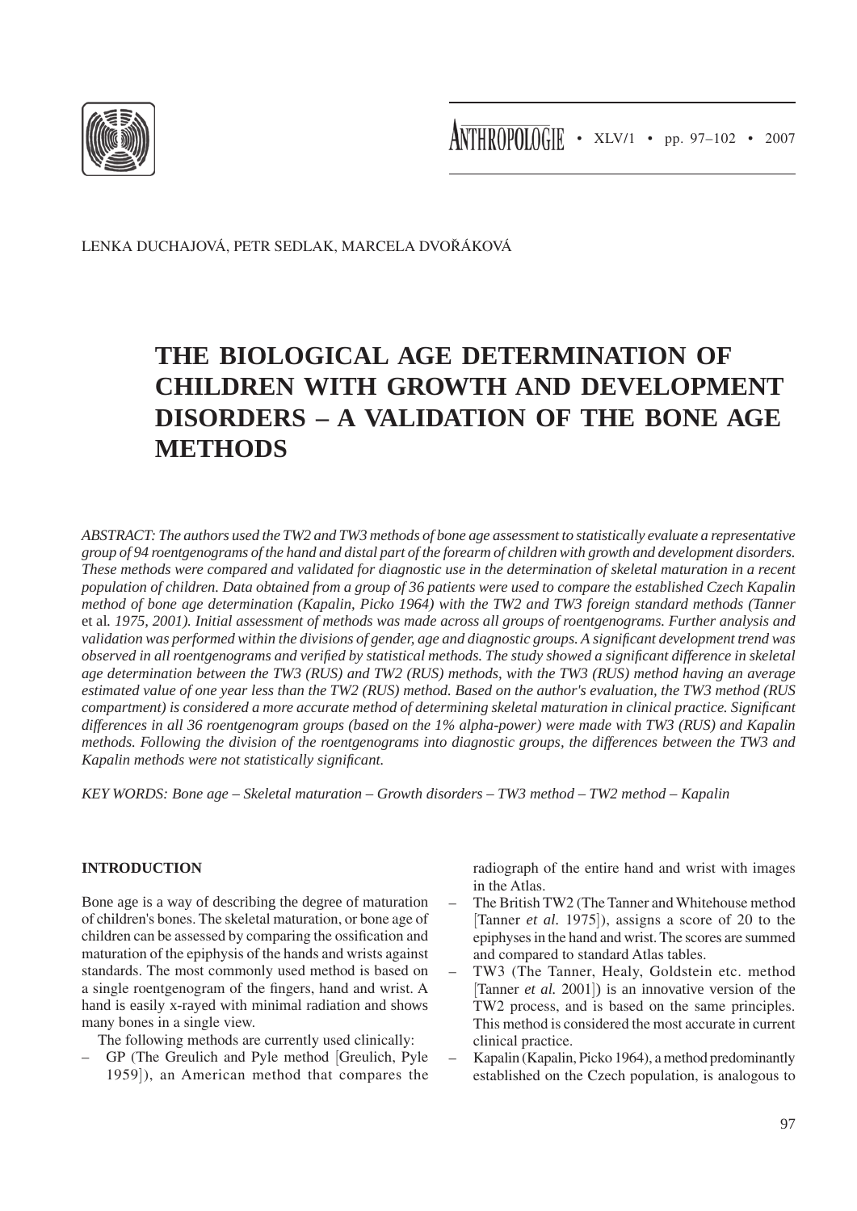LENKA DUCHAJOVÁ, PETR SEDLAK, MARCELA DVOŘÁKOVÁ

# THE BIOLOGICAL AGE DETERMINATION OF CHILDREN WITH GROWTH AND DEVELOPMENT DISORDERS – A VALIDATION OF THE BONE AGE METHODS

*ABSTRACT: The authors used the TW2 and TW3 methods of bone age assessment to statistically evaluate a representative group of 94 roentgenograms of the hand and distal part of the forearm of children with growth and development disorders. These methods were compared and validated for diagnostic use in the determination of skeletal maturation in a recent population of children. Data obtained from a group of 36 patients were used to compare the established Czech Kapalin method of bone age determination (Kapalin, Picko 1964) with the TW2 and TW3 foreign standard methods (Tanner* et al*. 1975, 2001). Initial assessment of methods was made across all groups of roentgenograms. Further analysis and validation was performed within the divisions of gender, age and diagnostic groups. A significant development trend was observed in all roentgenograms and verified by statistical methods. The study showed a significant difference in skeletal age determination between the TW3 (RUS) and TW2 (RUS) methods, with the TW3 (RUS) method having an average estimated value of one year less than the TW2 (RUS) method. Based on the author's evaluation, the TW3 method (RUS compartment) is considered a more accurate method of determining skeletal maturation in clinical practice. Significant differences in all 36 roentgenogram groups (based on the 1% alpha-power) were made with TW3 (RUS) and Kapalin methods. Following the division of the roentgenograms into diagnostic groups, the differences between the TW3 and Kapalin methods were not statistically significant.*

*KEY WORDS: Bone age – Skeletal maturation – Growth disorders – TW3 method – TW2 method – Kapalin*

## INTRODUCTION

Bone age is a way of describing the degree of maturation of children's bones. The skeletal maturation, or bone age of children can be assessed by comparing the ossification and maturation of the epiphysis of the hands and wrists against standards. The most commonly used method is based on a single roentgenogram of the fingers, hand and wrist. A hand is easily x-rayed with minimal radiation and shows many bones in a single view.

The following methods are currently used clinically:

- GP (The Greulich and Pyle method [Greulich, Pyle 1959]), an American method that compares the radiograph of the entire hand and wrist with images in the Atlas.
- The British TW2 (The Tanner and Whitehouse method [Tanner *et al.* 1975]), assigns a score of 20 to the epiphyses in the hand and wrist. The scores are summed and compared to standard Atlas tables.
- TW3 (The Tanner, Healy, Goldstein etc. method [Tanner *et al.* 2001]) is an innovative version of the TW2 process, and is based on the same principles. This method is considered the most accurate in current clinical practice.
- Kapalin (Kapalin, Picko 1964), a method predominantly established on the Czech population, is analogous to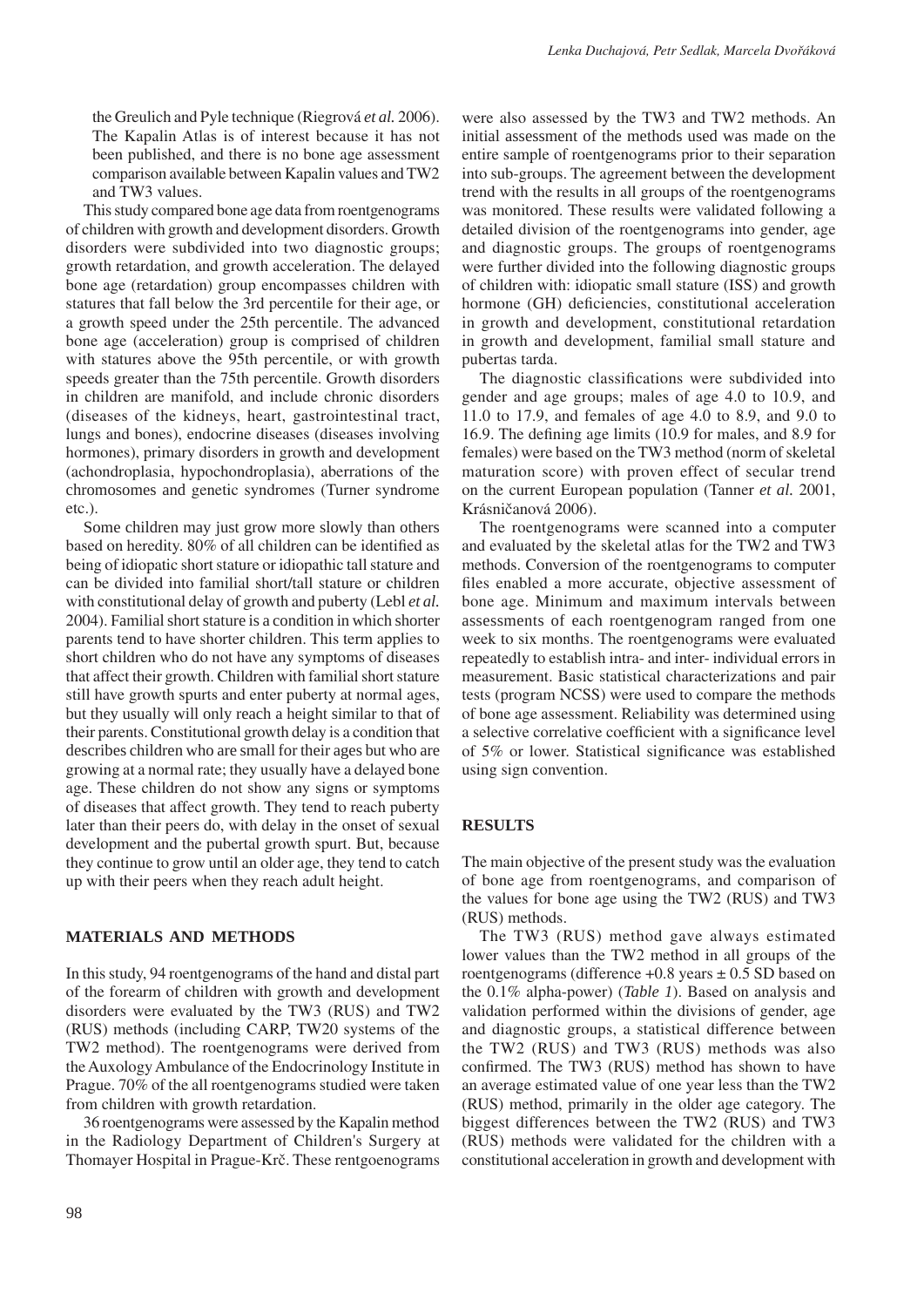the Greulich and Pyle technique (Riegrová *et al.* 2006). The Kapalin Atlas is of interest because it has not been published, and there is no bone age assessment comparison available between Kapalin values and TW2 and TW3 values.

This study compared bone age data from roentgenograms of children with growth and development disorders. Growth disorders were subdivided into two diagnostic groups; growth retardation, and growth acceleration. The delayed bone age (retardation) group encompasses children with statures that fall below the 3rd percentile for their age, or a growth speed under the 25th percentile. The advanced bone age (acceleration) group is comprised of children with statures above the 95th percentile, or with growth speeds greater than the 75th percentile. Growth disorders in children are manifold, and include chronic disorders (diseases of the kidneys, heart, gastrointestinal tract, lungs and bones), endocrine diseases (diseases involving hormones), primary disorders in growth and development (achondroplasia, hypochondroplasia), aberrations of the chromosomes and genetic syndromes (Turner syndrome etc.).

Some children may just grow more slowly than others based on heredity. 80% of all children can be identified as being of idiopatic short stature or idiopathic tall stature and can be divided into familial short/tall stature or children with constitutional delay of growth and puberty (Lebl *et al.* 2004). Familial short stature is a condition in which shorter parents tend to have shorter children. This term applies to short children who do not have any symptoms of diseases that affect their growth. Children with familial short stature still have growth spurts and enter puberty at normal ages, but they usually will only reach a height similar to that of their parents. Constitutional growth delay is a condition that describes children who are small for their ages but who are growing at a normal rate; they usually have a delayed bone age. These children do not show any signs or symptoms of diseases that affect growth. They tend to reach puberty later than their peers do, with delay in the onset of sexual development and the pubertal growth spurt. But, because they continue to grow until an older age, they tend to catch up with their peers when they reach adult height.

## MATERIALS AND METHODS

In this study, 94 roentgenograms of the hand and distal part of the forearm of children with growth and development disorders were evaluated by the TW3 (RUS) and TW2 (RUS) methods (including CARP, TW20 systems of the TW2 method). The roentgenograms were derived from the Auxology Ambulance of the Endocrinology Institute in Prague. 70% of the all roentgenograms studied were taken from children with growth retardation.

36 roentgenograms were assessed by the Kapalin method in the Radiology Department of Children's Surgery at Thomayer Hospital in Prague-Krč. These rentgoenograms were also assessed by the TW3 and TW2 methods. An initial assessment of the methods used was made on the entire sample of roentgenograms prior to their separation into sub-groups. The agreement between the development trend with the results in all groups of the roentgenograms was monitored. These results were validated following a detailed division of the roentgenograms into gender, age and diagnostic groups. The groups of roentgenograms were further divided into the following diagnostic groups of children with: idiopatic small stature (ISS) and growth hormone (GH) deficiencies, constitutional acceleration in growth and development, constitutional retardation in growth and development, familial small stature and pubertas tarda.

The diagnostic classifications were subdivided into gender and age groups; males of age 4.0 to 10.9, and 11.0 to 17.9, and females of age 4.0 to 8.9, and 9.0 to 16.9. The defining age limits (10.9 for males, and 8.9 for females) were based on the TW3 method (norm of skeletal maturation score) with proven effect of secular trend on the current European population (Tanner *et al.* 2001, Krásničanová 2006).

The roentgenograms were scanned into a computer and evaluated by the skeletal atlas for the TW2 and TW3 methods. Conversion of the roentgenograms to computer files enabled a more accurate, objective assessment of bone age. Minimum and maximum intervals between assessments of each roentgenogram ranged from one week to six months. The roentgenograms were evaluated repeatedly to establish intra- and inter- individual errors in measurement. Basic statistical characterizations and pair tests (program NCSS) were used to compare the methods of bone age assessment. Reliability was determined using a selective correlative coefficient with a significance level of 5% or lower. Statistical significance was established using sign convention.

## RESULTS

The main objective of the present study was the evaluation of bone age from roentgenograms, and comparison of the values for bone age using the TW2 (RUS) and TW3 (RUS) methods.

The TW3 (RUS) method gave always estimated lower values than the TW2 method in all groups of the roentgenograms (difference +0.8 years ± 0.5 SD based on the 0.1% alpha-power) (*Table 1*). Based on analysis and validation performed within the divisions of gender, age and diagnostic groups, a statistical difference between the TW2 (RUS) and TW3 (RUS) methods was also confirmed. The TW3 (RUS) method has shown to have an average estimated value of one year less than the TW2 (RUS) method, primarily in the older age category. The biggest differences between the TW2 (RUS) and TW3 (RUS) methods were validated for the children with a constitutional acceleration in growth and development with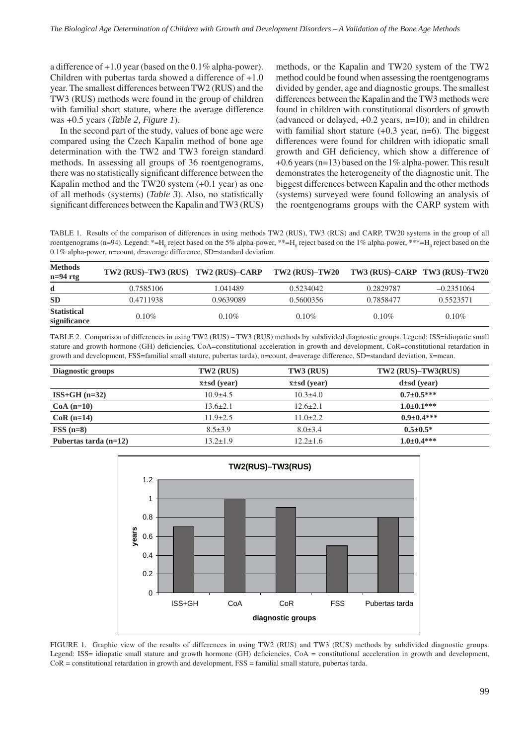a difference of +1.0 year (based on the 0.1% alpha-power). Children with pubertas tarda showed a difference of +1.0 year. The smallest differences between TW2 (RUS) and the TW3 (RUS) methods were found in the group of children with familial short stature, where the average difference was +0.5 years (*Table 2, Figure 1*).

In the second part of the study, values of bone age were compared using the Czech Kapalin method of bone age determination with the TW2 and TW3 foreign standard methods. In assessing all groups of 36 roentgenograms, there was no statistically significant difference between the Kapalin method and the TW20 system (+0.1 year) as one of all methods (systems) (*Table 3*). Also, no statistically significant differences between the Kapalin and TW3 (RUS) methods, or the Kapalin and TW20 system of the TW2 method could be found when assessing the roentgenograms divided by gender, age and diagnostic groups. The smallest differences between the Kapalin and the TW3 methods were found in children with constitutional disorders of growth (advanced or delayed, +0.2 years, n=10); and in children with familial short stature (+0.3 year, n=6). The biggest differences were found for children with idiopatic small growth and GH deficiency, which show a difference of +0.6 years (n=13) based on the 1% alpha-power. This result demonstrates the heterogeneity of the diagnostic unit. The biggest differences between Kapalin and the other methods (systems) surveyed were found following an analysis of the roentgenograms groups with the CARP system with

TABLE 1. Results of the comparison of differences in using methods TW2 (RUS), TW3 (RUS) and CARP, TW20 systems in the group of all roentgenograms (n=94). Legend: *=$H_0$ reject based on the 5% alpha-power, **=$H_0$ reject based on the 1% alpha-power, ***=$H_0$ reject based on the 0.1% alpha-power, n=count, d=average difference, SD=standard deviation.

| Methods n=94 rtg | TW2 (RUS)–TW3 (RUS) | TW2 (RUS)–CARP | TW2 (RUS)–TW20 | TW3 (RUS)–CARP | TW3 (RUS)–TW20 |
|---|---|---|---|---|---|
| d | 0.7585106 | 1.041489 | 0.5234042 | 0.2829787 | –0.2351064 |
| SD | 0.4711938 | 0.9639089 | 0.5600356 | 0.7858477 | 0.5523571 |
| Statistical significance | 0.10% | 0.10% | 0.10% | 0.10% | 0.10% |

TABLE 2. Comparison of differences in using TW2 (RUS) – TW3 (RUS) methods by subdivided diagnostic groups. Legend: ISS=idiopatic small stature and growth hormone (GH) deficiencies, CoA=constitutional acceleration in growth and development, CoR=constitutional retardation in growth and development, FSS=familial small stature, pubertas tarda), n=count, d=average difference, SD=standard deviation, $\bar{x}$=mean.

| Diagnostic groups | TW2 (RUS) | TW3 (RUS) | TW2 (RUS)–TW3(RUS) |
|---|---|---|---|
| | $\bar{x}$±sd (year) | $\bar{x}$±sd (year) | d±sd (year) |
| **ISS+GH (n=32)** | 10.9±4.5 | 10.3±4.0 | **0.7±0.5*** ** |
| **CoA (n=10)** | 13.6±2.1 | 12.6±2.1 | **1.0±0.1*** ** |
| **CoR (n=14)** | 11.9±2.5 | 11.0±2.2 | **0.9±0.4*** ** |
| **FSS (n=8)** | 8.5±3.9 | 8.0±3.4 | **0.5±0.5*** |
| **Pubertas tarda (n=12)** | 13.2±1.9 | 12.2±1.6 | **1.0±0.4*** ** |

FIGURE 1. Graphic view of the results of differences in using TW2 (RUS) and TW3 (RUS) methods by subdivided diagnostic groups. Legend: ISS= idiopatic small stature and growth hormone (GH) deficiencies, CoA = constitutional acceleration in growth and development, CoR = constitutional retardation in growth and development, FSS = familial small stature, pubertas tarda.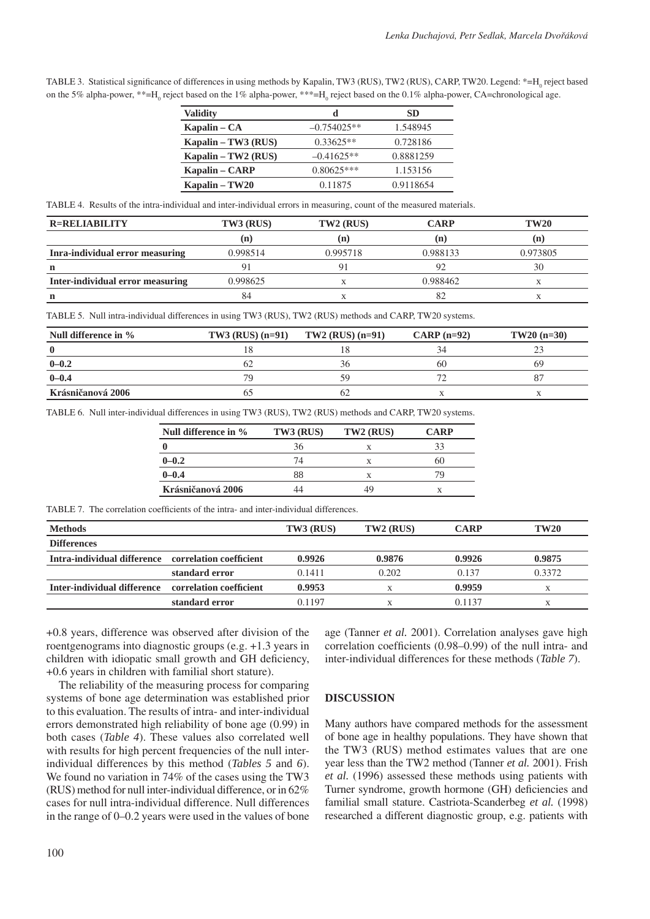TABLE 3. Statistical significance of differences in using methods by Kapalin, TW3 (RUS), TW2 (RUS), CARP, TW20. Legend: *=$H_0$ reject based on the 5% alpha-power, **=$H_0$ reject based on the 1% alpha-power, ***=$H_0$ reject based on the 0.1% alpha-power, CA=chronological age.

| Validity | d | SD |
|---|---|---|
| Kapalin – CA | –0.754025** | 1.548945 |
| Kapalin – TW3 (RUS) | 0.33625** | 0.728186 |
| Kapalin – TW2 (RUS) | –0.41625** | 0.8881259 |
| Kapalin – CARP | 0.80625*** | 1.153156 |
| Kapalin – TW20 | 0.11875 | 0.9118654 |

TABLE 4. Results of the intra-individual and inter-individual errors in measuring, count of the measured materials.

| R=RELIABILITY | TW3 (RUS) | TW2 (RUS) | CARP | TW20 |
|---|---|---|---|---|
| | (n) | (n) | (n) | (n) |
| Inra-individual error measuring | 0.998514 | 0.995718 | 0.988133 | 0.973805 |
| n | 91 | 91 | 92 | 30 |
| Inter-individual error measuring | 0.998625 | x | 0.988462 | x |
| n | 84 | x | 82 | x |

TABLE 5. Null intra-individual differences in using TW3 (RUS), TW2 (RUS) methods and CARP, TW20 systems.

| Null difference in % | TW3 (RUS) (n=91) | TW2 (RUS) (n=91) | CARP (n=92) | TW20 (n=30) |
|---|---|---|---|---|
| 0 | 18 | 18 | 34 | 23 |
| 0–0.2 | 62 | 36 | 60 | 69 |
| 0–0.4 | 79 | 59 | 72 | 87 |
| Krásničanová 2006 | 65 | 62 | x | x |

TABLE 6. Null inter-individual differences in using TW3 (RUS), TW2 (RUS) methods and CARP, TW20 systems.

| Null difference in % | TW3 (RUS) | TW2 (RUS) | CARP |
|---|---|---|---|
| 0 | 36 | x | 33 |
| 0–0.2 | 74 | x | 60 |
| 0–0.4 | 88 | x | 79 |
| Krásničanová 2006 | 44 | 49 | x |

TABLE 7. The correlation coefficients of the intra- and inter-individual differences.

| Methods | | TW3 (RUS) | TW2 (RUS) | CARP | TW20 |
|---|---|---|---|---|---|
| Differences | | | | | |
| Intra-individual difference | correlation coefficient | 0.9926 | 0.9876 | 0.9926 | 0.9875 |
| | standard error | 0.1411 | 0.202 | 0.137 | 0.3372 |
| Inter-individual difference | correlation coefficient | 0.9953 | x | 0.9959 | x |
| | standard error | 0.1197 | x | 0.1137 | x |

+0.8 years, difference was observed after division of the roentgenograms into diagnostic groups (e.g. +1.3 years in children with idiopatic small growth and GH deficiency, +0.6 years in children with familial short stature).

The reliability of the measuring process for comparing systems of bone age determination was established prior to this evaluation. The results of intra- and inter-individual errors demonstrated high reliability of bone age (0.99) in both cases (*Table 4*). These values also correlated well with results for high percent frequencies of the null inter-individual differences by this method (*Tables 5* and *6*). We found no variation in 74% of the cases using the TW3 (RUS) method for null inter-individual difference, or in 62% cases for null intra-individual difference. Null differences in the range of 0–0.2 years were used in the values of bone age (Tanner *et al.* 2001). Correlation analyses gave high correlation coefficients (0.98–0.99) of the null intra- and inter-individual differences for these methods (*Table 7*).

## DISCUSSION

Many authors have compared methods for the assessment of bone age in healthy populations. They have shown that the TW3 (RUS) method estimates values that are one year less than the TW2 method (Tanner *et al.* 2001). Frish *et al.* (1996) assessed these methods using patients with Turner syndrome, growth hormone (GH) deficiencies and familial small stature. Castriota-Scanderbeg *et al.* (1998) researched a different diagnostic group, e.g. patients with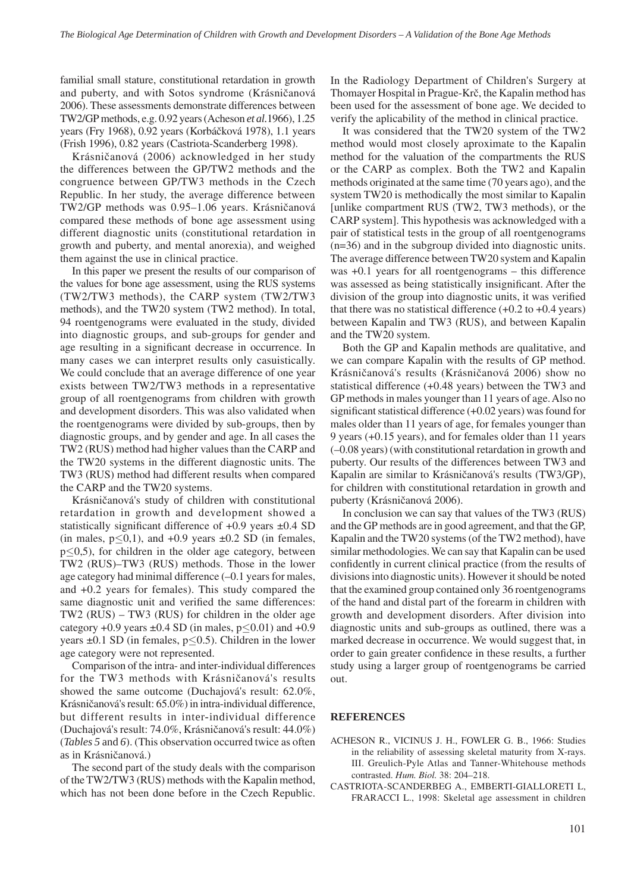familial small stature, constitutional retardation in growth and puberty, and with Sotos syndrome (Krásničanová 2006). These assessments demonstrate differences between TW2/GP methods, e.g. 0.92 years (Acheson *et al.*1966), 1.25 years (Fry 1968), 0.92 years (Korbáčková 1978), 1.1 years (Frish 1996), 0.82 years (Castriota-Scanderberg 1998).

Krásničanová (2006) acknowledged in her study the differences between the GP/TW2 methods and the congruence between GP/TW3 methods in the Czech Republic. In her study, the average difference between TW2/GP methods was 0.95–1.06 years. Krásničanová compared these methods of bone age assessment using different diagnostic units (constitutional retardation in growth and puberty, and mental anorexia), and weighed them against the use in clinical practice.

In this paper we present the results of our comparison of the values for bone age assessment, using the RUS systems (TW2/TW3 methods), the CARP system (TW2/TW3 methods), and the TW20 system (TW2 method). In total, 94 roentgenograms were evaluated in the study, divided into diagnostic groups, and sub-groups for gender and age resulting in a significant decrease in occurrence. In many cases we can interpret results only casuistically. We could conclude that an average difference of one year exists between TW2/TW3 methods in a representative group of all roentgenograms from children with growth and development disorders. This was also validated when the roentgenograms were divided by sub-groups, then by diagnostic groups, and by gender and age. In all cases the TW2 (RUS) method had higher values than the CARP and the TW20 systems in the different diagnostic units. The TW3 (RUS) method had different results when compared the CARP and the TW20 systems.

Krásničanová's study of children with constitutional retardation in growth and development showed a statistically significant difference of +0.9 years ±0.4 SD (in males, $p \leq 0,1$), and +0.9 years ±0.2 SD (in females, $p \leq 0,5$), for children in the older age category, between TW2 (RUS)–TW3 (RUS) methods. Those in the lower age category had minimal difference (–0.1 years for males, and +0.2 years for females). This study compared the same diagnostic unit and verified the same differences: TW2 (RUS) – TW3 (RUS) for children in the older age category +0.9 years ±0.4 SD (in males, $p \leq 0.01$) and +0.9 years ±0.1 SD (in females, $p \leq 0.5$). Children in the lower age category were not represented.

Comparison of the intra- and inter-individual differences for the TW3 methods with Krásničanová's results showed the same outcome (Duchajová's result: 62.0%, Krásničanová's result: 65.0%) in intra-individual difference, but different results in inter-individual difference (Duchajová's result: 74.0%, Krásničanová's result: 44.0%) (*Tables 5* and *6*). (This observation occurred twice as often as in Krásničanová.)

The second part of the study deals with the comparison of the TW2/TW3 (RUS) methods with the Kapalin method, which has not been done before in the Czech Republic. In the Radiology Department of Children's Surgery at Thomayer Hospital in Prague-Krč, the Kapalin method has been used for the assessment of bone age. We decided to verify the aplicability of the method in clinical practice.

It was considered that the TW20 system of the TW2 method would most closely aproximate to the Kapalin method for the valuation of the compartments the RUS or the CARP as complex. Both the TW2 and Kapalin methods originated at the same time (70 years ago), and the system TW20 is methodically the most similar to Kapalin [unlike compartment RUS (TW2, TW3 methods), or the CARP system]. This hypothesis was acknowledged with a pair of statistical tests in the group of all roentgenograms (n=36) and in the subgroup divided into diagnostic units. The average difference between TW20 system and Kapalin was +0.1 years for all roentgenograms – this difference was assessed as being statistically insignificant. After the division of the group into diagnostic units, it was verified that there was no statistical difference (+0.2 to +0.4 years) between Kapalin and TW3 (RUS), and between Kapalin and the TW20 system.

Both the GP and Kapalin methods are qualitative, and we can compare Kapalin with the results of GP method. Krásničanová's results (Krásničanová 2006) show no statistical difference (+0.48 years) between the TW3 and GP methods in males younger than 11 years of age. Also no significant statistical difference (+0.02 years) was found for males older than 11 years of age, for females younger than 9 years (+0.15 years), and for females older than 11 years (–0.08 years) (with constitutional retardation in growth and puberty. Our results of the differences between TW3 and Kapalin are similar to Krásničanová's results (TW3/GP), for children with constitutional retardation in growth and puberty (Krásničanová 2006).

In conclusion we can say that values of the TW3 (RUS) and the GP methods are in good agreement, and that the GP, Kapalin and the TW20 systems (of the TW2 method), have similar methodologies. We can say that Kapalin can be used confidently in current clinical practice (from the results of divisions into diagnostic units). However it should be noted that the examined group contained only 36 roentgenograms of the hand and distal part of the forearm in children with growth and development disorders. After division into diagnostic units and sub-groups as outlined, there was a marked decrease in occurrence. We would suggest that, in order to gain greater confidence in these results, a further study using a larger group of roentgenograms be carried out.

## REFERENCES

ACHESON R., VICINUS J. H., FOWLER G. B., 1966: Studies in the reliability of assessing skeletal maturity from X-rays. III. Greulich-Pyle Atlas and Tanner-Whitehouse methods contrasted. *Hum. Biol.* 38: 204–218.

CASTRIOTA-SCANDERBEG A., EMBERTI-GIALLORETI L, FRARACCI L., 1998: Skeletal age assessment in children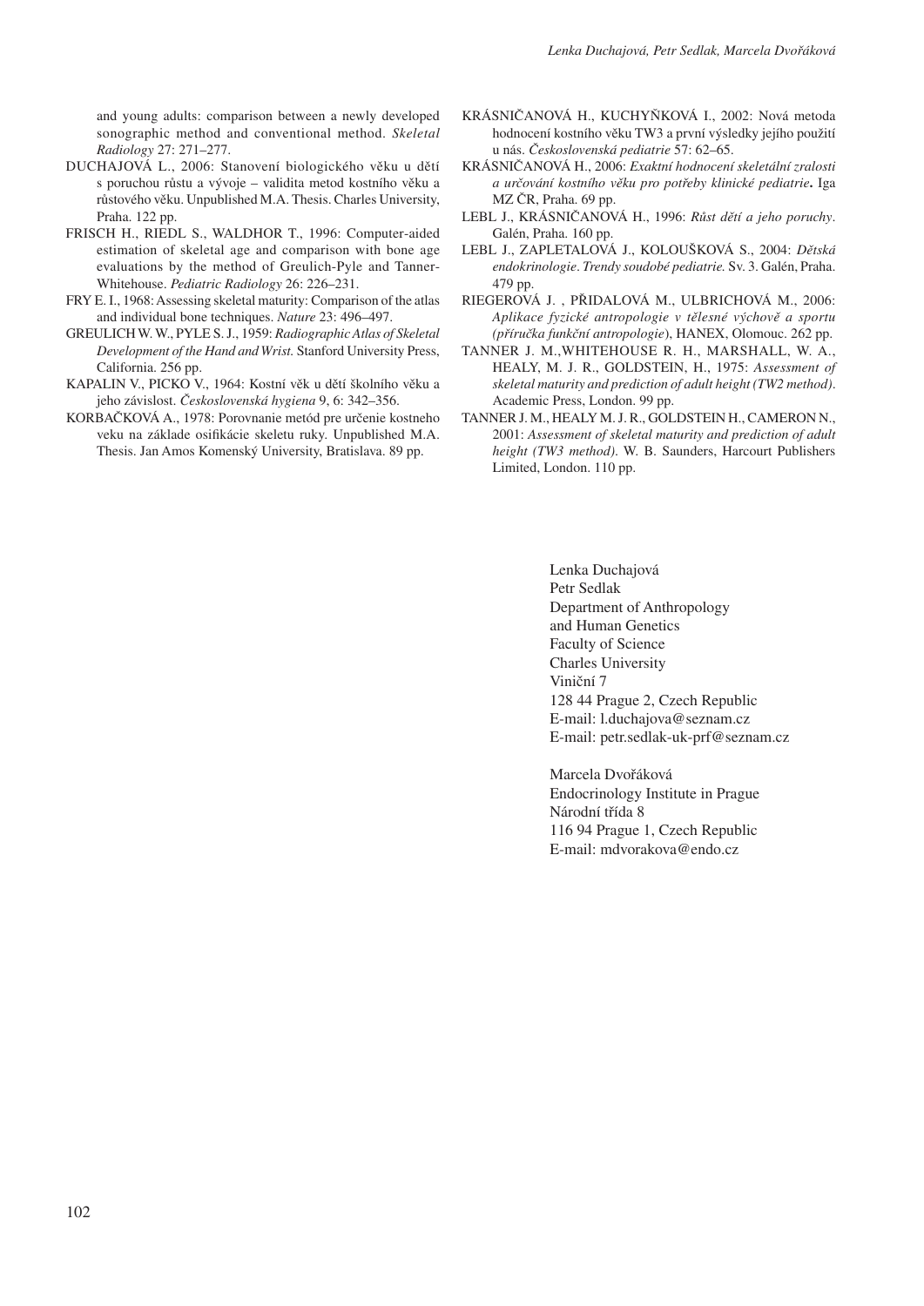and young adults: comparison between a newly developed sonographic method and conventional method. *Skeletal Radiology* 27: 271–277.

DUCHAJOVÁ L., 2006: Stanovení biologického věku u dětí s poruchou růstu a vývoje – validita metod kostního věku a růstového věku. Unpublished M.A. Thesis. Charles University, Praha. 122 pp.

FRISCH H., RIEDL S., WALDHOR T., 1996: Computer-aided estimation of skeletal age and comparison with bone age evaluations by the method of Greulich-Pyle and Tanner-Whitehouse. *Pediatric Radiology* 26: 226–231.

FRY E. I., 1968: Assessing skeletal maturity: Comparison of the atlas and individual bone techniques. *Nature* 23: 496–497.

GREULICH W. W., PYLE S. J., 1959: *Radiographic Atlas of Skeletal Development of the Hand and Wrist.* Stanford University Press, California. 256 pp.

KAPALIN V., PICKO V., 1964: Kostní věk u dětí školního věku a jeho závislost. *Československá hygiena* 9, 6: 342–356.

KORBAČKOVÁ A., 1978: Porovnanie metód pre určenie kostneho veku na základe osifikácie skeletu ruky. Unpublished M.A. Thesis. Jan Amos Komenský University, Bratislava. 89 pp.

KRÁSNIČANOVÁ H., KUCHYŇKOVÁ I., 2002: Nová metoda hodnocení kostního věku TW3 a první výsledky jejího použití u nás. *Československá pediatrie* 57: 62–65.

KRÁSNIČANOVÁ H., 2006: *Exaktní hodnocení skeletální zralosti a určování kostního věku pro potřeby klinické pediatrie***.** Iga MZ ČR, Praha. 69 pp.

LEBL J., KRÁSNIČANOVÁ H., 1996: *Růst dětí a jeho poruchy*. Galén, Praha. 160 pp.

LEBL J., ZAPLETALOVÁ J., KOLOUŠKOVÁ S., 2004: *Dětská endokrinologie*. *Trendy soudobé pediatrie.* Sv. 3. Galén, Praha. 479 pp.

RIEGEROVÁ J. , PŘIDALOVÁ M., ULBRICHOVÁ M., 2006: *Aplikace fyzické antropologie v tělesné výchově a sportu (příručka funkční antropologie*), HANEX, Olomouc. 262 pp.

TANNER J. M.,WHITEHOUSE R. H., MARSHALL, W. A., HEALY, M. J. R., GOLDSTEIN, H., 1975: *Assessment of skeletal maturity and prediction of adult height (TW2 method)*. Academic Press, London. 99 pp.

TANNER J. M., HEALY M. J. R., GOLDSTEIN H., CAMERON N., 2001: *Assessment of skeletal maturity and prediction of adult height (TW3 method).* W. B. Saunders, Harcourt Publishers Limited, London. 110 pp.

Lenka Duchajová
Petr Sedlak
Department of Anthropology
and Human Genetics
Faculty of Science
Charles University
Viničná 7
128 44 Prague 2, Czech Republic
E-mail: l.duchajova@seznam.cz
E-mail: petr.sedlak-uk-prf@seznam.cz

Marcela Dvořáková
Endocrinology Institute in Prague
Národní třída 8
116 94 Prague 1, Czech Republic
E-mail: mdvorakova@endo.cz